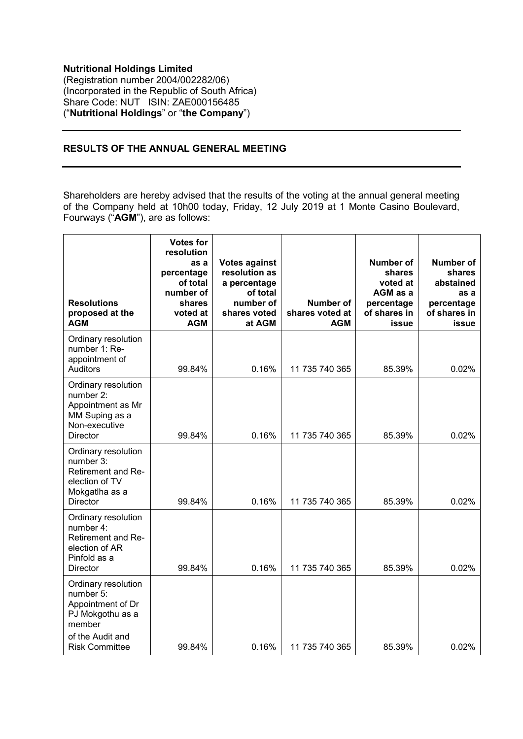**Nutritional Holdings Limited**
(Registration number 2004/002282/06)
(Incorporated in the Republic of South Africa)
Share Code: NUT ISIN: ZAE000156485
("**Nutritional Holdings**" or "**the Company**")

## RESULTS OF THE ANNUAL GENERAL MEETING

Shareholders are hereby advised that the results of the voting at the annual general meeting of the Company held at 10h00 today, Friday, 12 July 2019 at 1 Monte Casino Boulevard, Fourways ("**AGM**"), are as follows:

| Resolutions proposed at the AGM | Votes for resolution as a percentage of total number of shares voted at AGM | Votes against resolution as a percentage of total number of shares voted at AGM | Number of shares voted at AGM | Number of shares voted at AGM as a percentage of shares in issue | Number of shares abstained as a percentage of shares in issue |
|---|---|---|---|---|---|
| Ordinary resolution number 1: Re-appointment of Auditors | 99.84% | 0.16% | 11 735 740 365 | 85.39% | 0.02% |
| Ordinary resolution number 2: Appointment as Mr MM Suping as a Non-executive Director | 99.84% | 0.16% | 11 735 740 365 | 85.39% | 0.02% |
| Ordinary resolution number 3: Retirement and Re-election of TV Mokgatlha as a Director | 99.84% | 0.16% | 11 735 740 365 | 85.39% | 0.02% |
| Ordinary resolution number 4: Retirement and Re-election of AR Pinfold as a Director | 99.84% | 0.16% | 11 735 740 365 | 85.39% | 0.02% |
| Ordinary resolution number 5: Appointment of Dr PJ Mokgothu as a member of the Audit and Risk Committee | 99.84% | 0.16% | 11 735 740 365 | 85.39% | 0.02% |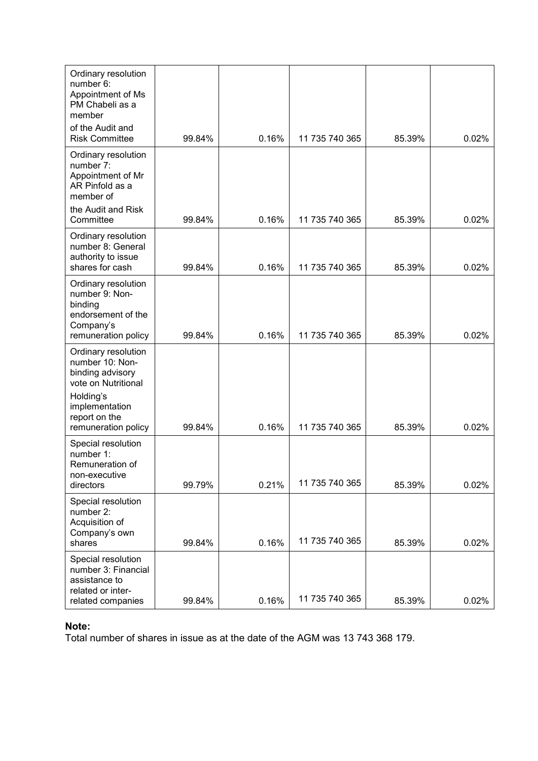| | | | | | |
|---|---|---|---|---|---|
| Ordinary resolution number 6: Appointment of Ms PM Chabeli as a member of the Audit and Risk Committee | 99.84% | 0.16% | 11 735 740 365 | 85.39% | 0.02% |
| Ordinary resolution number 7: Appointment of Mr AR Pinfold as a member of the Audit and Risk Committee | 99.84% | 0.16% | 11 735 740 365 | 85.39% | 0.02% |
| Ordinary resolution number 8: General authority to issue shares for cash | 99.84% | 0.16% | 11 735 740 365 | 85.39% | 0.02% |
| Ordinary resolution number 9: Non-binding endorsement of the Company's remuneration policy | 99.84% | 0.16% | 11 735 740 365 | 85.39% | 0.02% |
| Ordinary resolution number 10: Non-binding advisory vote on Nutritional Holding's implementation report on the remuneration policy | 99.84% | 0.16% | 11 735 740 365 | 85.39% | 0.02% |
| Special resolution number 1: Remuneration of non-executive directors | 99.79% | 0.21% | 11 735 740 365 | 85.39% | 0.02% |
| Special resolution number 2: Acquisition of Company's own shares | 99.84% | 0.16% | 11 735 740 365 | 85.39% | 0.02% |
| Special resolution number 3: Financial assistance to related or inter-related companies | 99.84% | 0.16% | 11 735 740 365 | 85.39% | 0.02% |

**Note:**
Total number of shares in issue as at the date of the AGM was 13 743 368 179.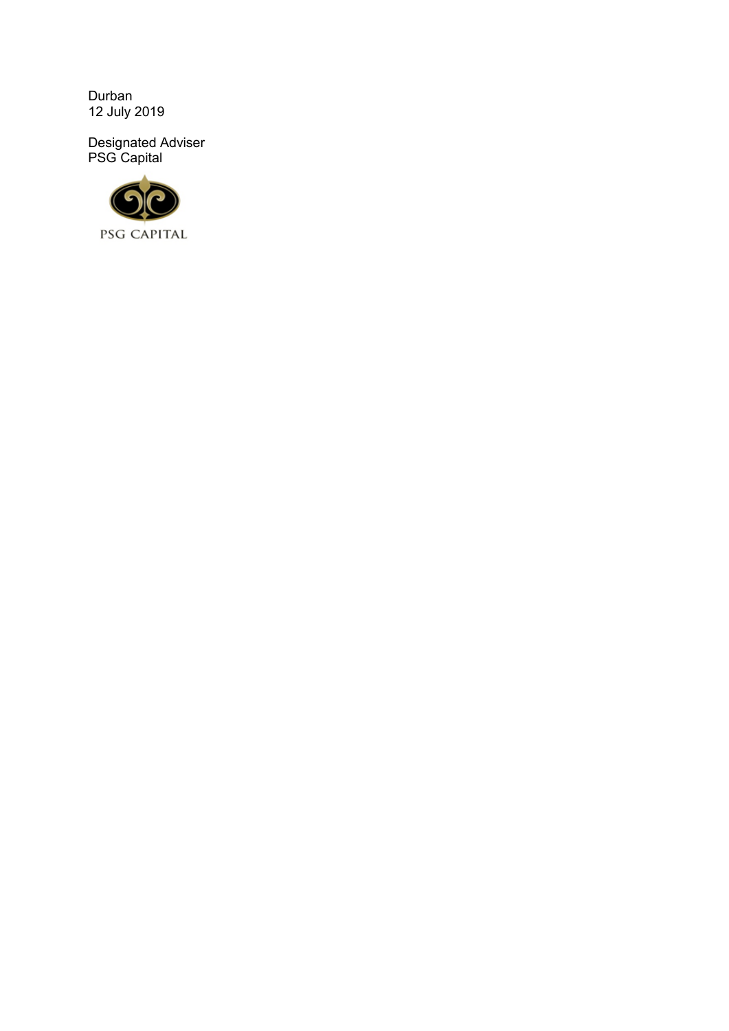Durban
12 July 2019

Designated Adviser
PSG Capital

PSG CAPITAL